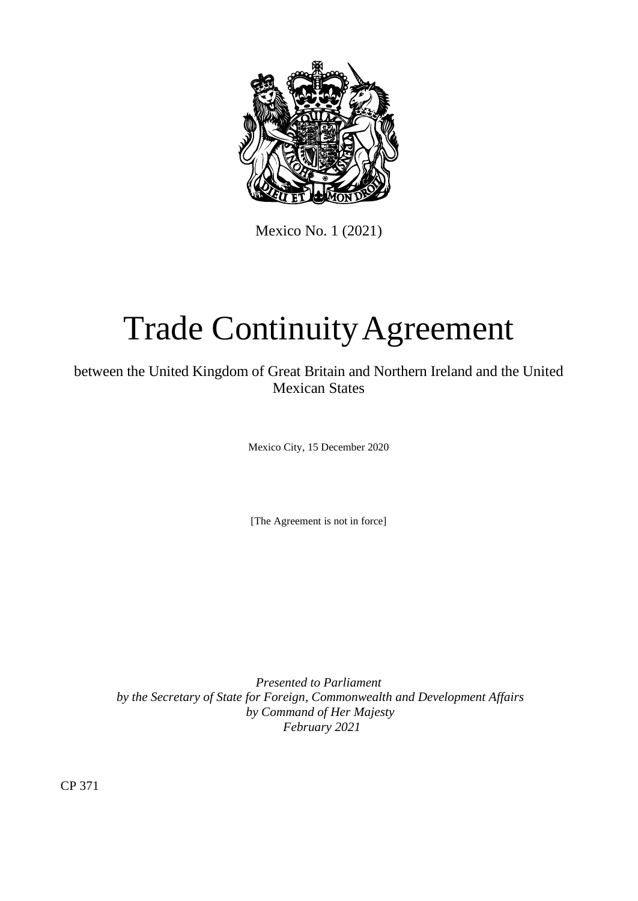Mexico No. 1 (2021)

# Trade Continuity Agreement

between the United Kingdom of Great Britain and Northern Ireland and the United Mexican States

Mexico City, 15 December 2020

[The Agreement is not in force]

*Presented to Parliament*
*by the Secretary of State for Foreign, Commonwealth and Development Affairs*
*by Command of Her Majesty*
*February 2021*

CP 371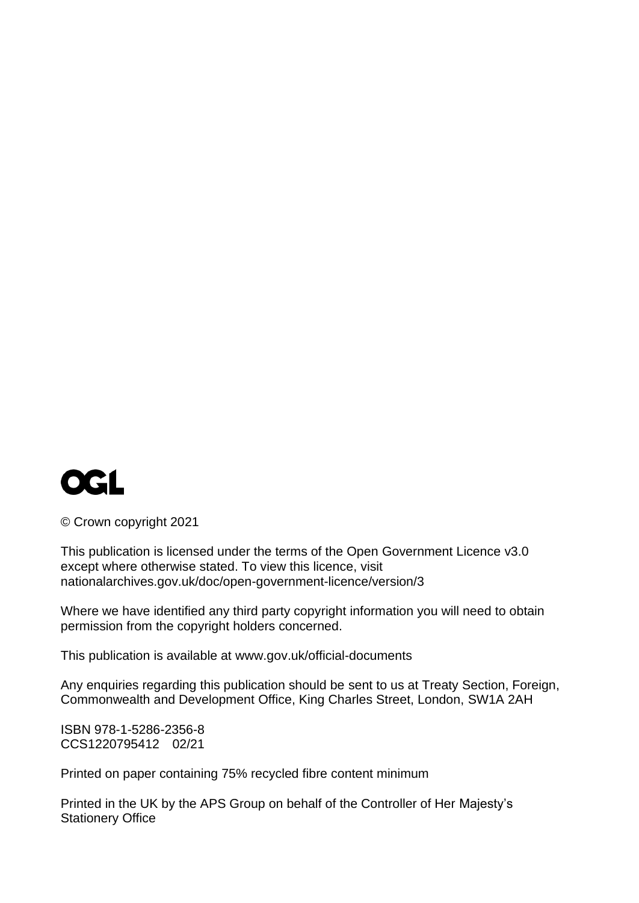OGL

© Crown copyright 2021

This publication is licensed under the terms of the Open Government Licence v3.0 except where otherwise stated. To view this licence, visit nationalarchives.gov.uk/doc/open-government-licence/version/3

Where we have identified any third party copyright information you will need to obtain permission from the copyright holders concerned.

This publication is available at www.gov.uk/official-documents

Any enquiries regarding this publication should be sent to us at Treaty Section, Foreign, Commonwealth and Development Office, King Charles Street, London, SW1A 2AH

ISBN 978-1-5286-2356-8
CCS1220795412 02/21

Printed on paper containing 75% recycled fibre content minimum

Printed in the UK by the APS Group on behalf of the Controller of Her Majesty's Stationery Office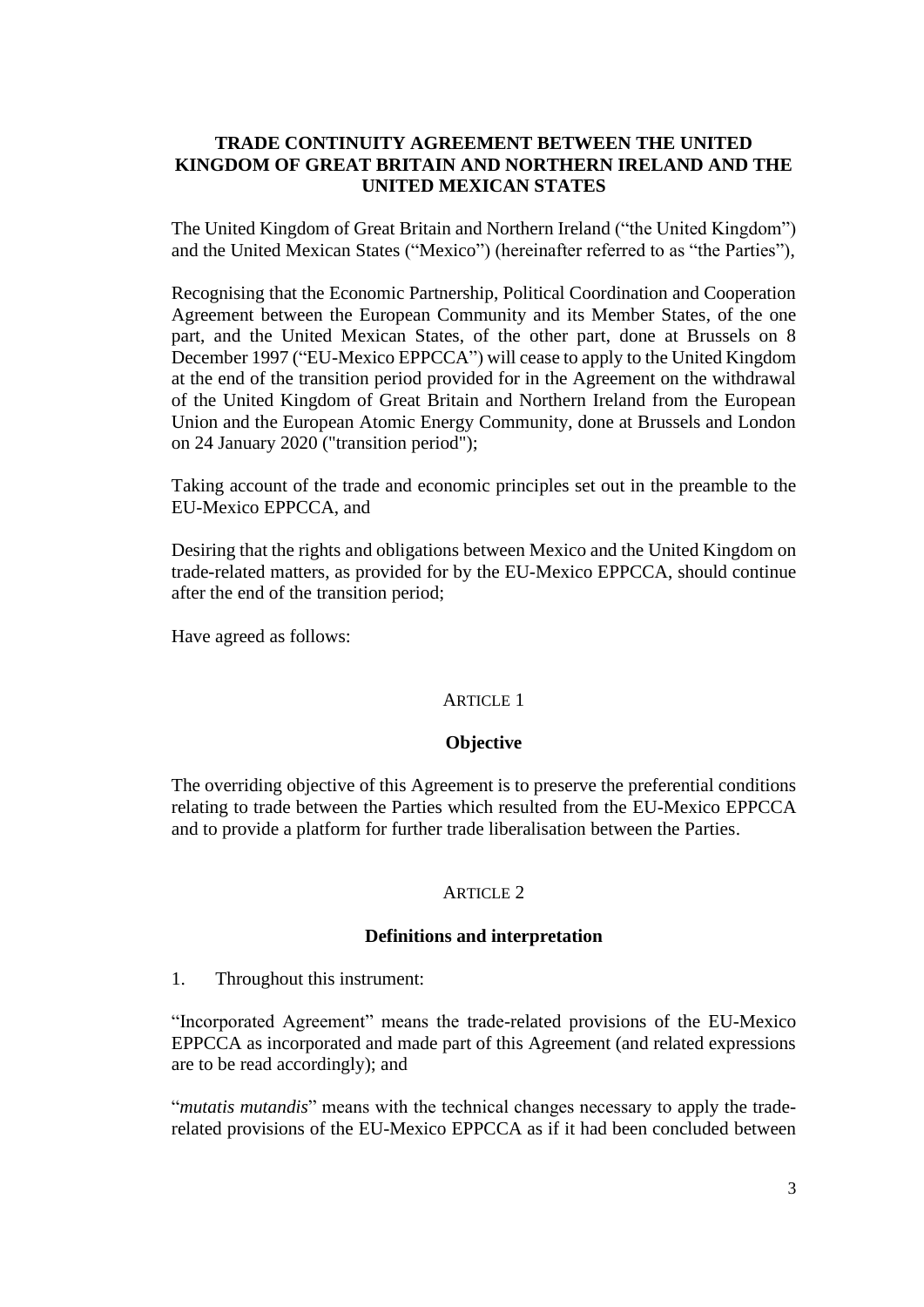# TRADE CONTINUITY AGREEMENT BETWEEN THE UNITED KINGDOM OF GREAT BRITAIN AND NORTHERN IRELAND AND THE UNITED MEXICAN STATES

The United Kingdom of Great Britain and Northern Ireland ("the United Kingdom") and the United Mexican States ("Mexico") (hereinafter referred to as "the Parties"),

Recognising that the Economic Partnership, Political Coordination and Cooperation Agreement between the European Community and its Member States, of the one part, and the United Mexican States, of the other part, done at Brussels on 8 December 1997 ("EU-Mexico EPPCCA") will cease to apply to the United Kingdom at the end of the transition period provided for in the Agreement on the withdrawal of the United Kingdom of Great Britain and Northern Ireland from the European Union and the European Atomic Energy Community, done at Brussels and London on 24 January 2020 ("transition period");

Taking account of the trade and economic principles set out in the preamble to the EU-Mexico EPPCCA, and

Desiring that the rights and obligations between Mexico and the United Kingdom on trade-related matters, as provided for by the EU-Mexico EPPCCA, should continue after the end of the transition period;

Have agreed as follows:

## ARTICLE 1

### Objective

The overriding objective of this Agreement is to preserve the preferential conditions relating to trade between the Parties which resulted from the EU-Mexico EPPCCA and to provide a platform for further trade liberalisation between the Parties.

## ARTICLE 2

### Definitions and interpretation

1. Throughout this instrument:

"Incorporated Agreement" means the trade-related provisions of the EU-Mexico EPPCCA as incorporated and made part of this Agreement (and related expressions are to be read accordingly); and

"*mutatis mutandis*" means with the technical changes necessary to apply the trade-related provisions of the EU-Mexico EPPCCA as if it had been concluded between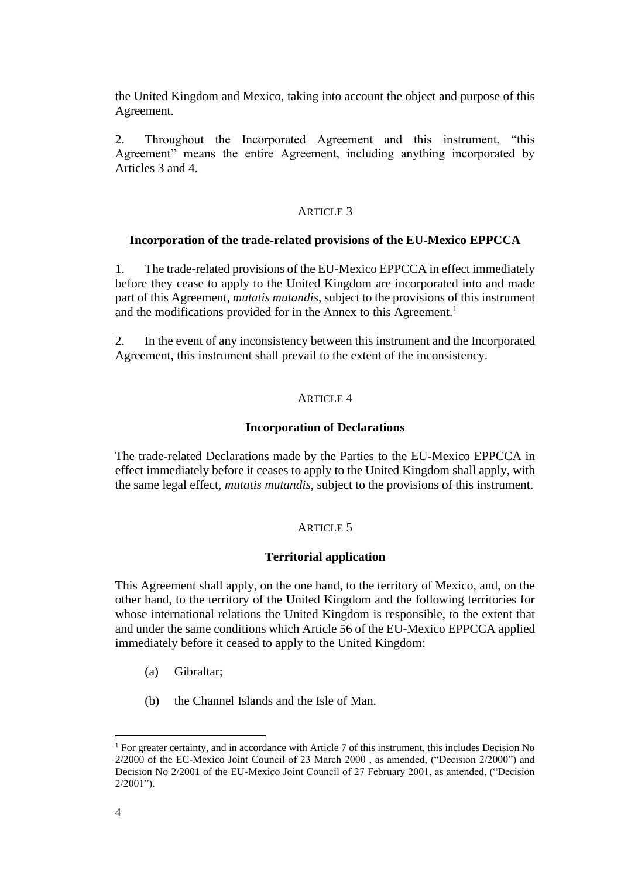the United Kingdom and Mexico, taking into account the object and purpose of this Agreement.

2. Throughout the Incorporated Agreement and this instrument, "this Agreement" means the entire Agreement, including anything incorporated by Articles 3 and 4.

ARTICLE 3

**Incorporation of the trade-related provisions of the EU-Mexico EPPCCA**

1. The trade-related provisions of the EU-Mexico EPPCCA in effect immediately before they cease to apply to the United Kingdom are incorporated into and made part of this Agreement, *mutatis mutandis*, subject to the provisions of this instrument and the modifications provided for in the Annex to this Agreement.[1]

2. In the event of any inconsistency between this instrument and the Incorporated Agreement, this instrument shall prevail to the extent of the inconsistency.

ARTICLE 4

**Incorporation of Declarations**

The trade-related Declarations made by the Parties to the EU-Mexico EPPCCA in effect immediately before it ceases to apply to the United Kingdom shall apply, with the same legal effect, *mutatis mutandis*, subject to the provisions of this instrument.

ARTICLE 5

**Territorial application**

This Agreement shall apply, on the one hand, to the territory of Mexico, and, on the other hand, to the territory of the United Kingdom and the following territories for whose international relations the United Kingdom is responsible, to the extent that and under the same conditions which Article 56 of the EU-Mexico EPPCCA applied immediately before it ceased to apply to the United Kingdom:

(a) Gibraltar;

(b) the Channel Islands and the Isle of Man.

---

[1] For greater certainty, and in accordance with Article 7 of this instrument, this includes Decision No 2/2000 of the EC-Mexico Joint Council of 23 March 2000 , as amended, ("Decision 2/2000") and Decision No 2/2001 of the EU-Mexico Joint Council of 27 February 2001, as amended, ("Decision 2/2001").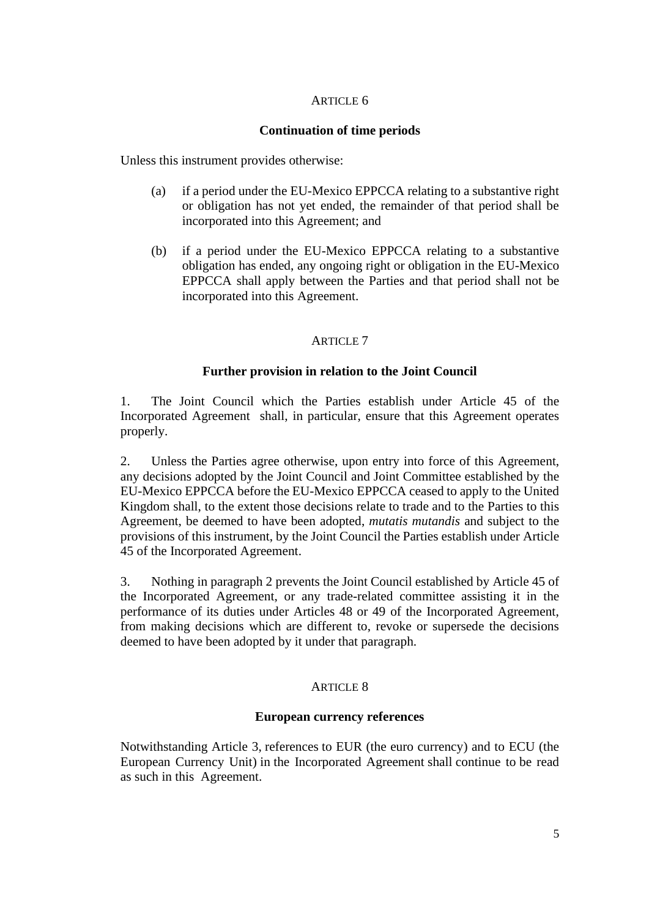## ARTICLE 6

### Continuation of time periods

Unless this instrument provides otherwise:

(a) if a period under the EU-Mexico EPPCCA relating to a substantive right or obligation has not yet ended, the remainder of that period shall be incorporated into this Agreement; and

(b) if a period under the EU-Mexico EPPCCA relating to a substantive obligation has ended, any ongoing right or obligation in the EU-Mexico EPPCCA shall apply between the Parties and that period shall not be incorporated into this Agreement.

## ARTICLE 7

### Further provision in relation to the Joint Council

1. The Joint Council which the Parties establish under Article 45 of the Incorporated Agreement shall, in particular, ensure that this Agreement operates properly.

2. Unless the Parties agree otherwise, upon entry into force of this Agreement, any decisions adopted by the Joint Council and Joint Committee established by the EU-Mexico EPPCCA before the EU-Mexico EPPCCA ceased to apply to the United Kingdom shall, to the extent those decisions relate to trade and to the Parties to this Agreement, be deemed to have been adopted, *mutatis mutandis* and subject to the provisions of this instrument, by the Joint Council the Parties establish under Article 45 of the Incorporated Agreement.

3. Nothing in paragraph 2 prevents the Joint Council established by Article 45 of the Incorporated Agreement, or any trade-related committee assisting it in the performance of its duties under Articles 48 or 49 of the Incorporated Agreement, from making decisions which are different to, revoke or supersede the decisions deemed to have been adopted by it under that paragraph.

## ARTICLE 8

### European currency references

Notwithstanding Article 3, references to EUR (the euro currency) and to ECU (the European Currency Unit) in the Incorporated Agreement shall continue to be read as such in this Agreement.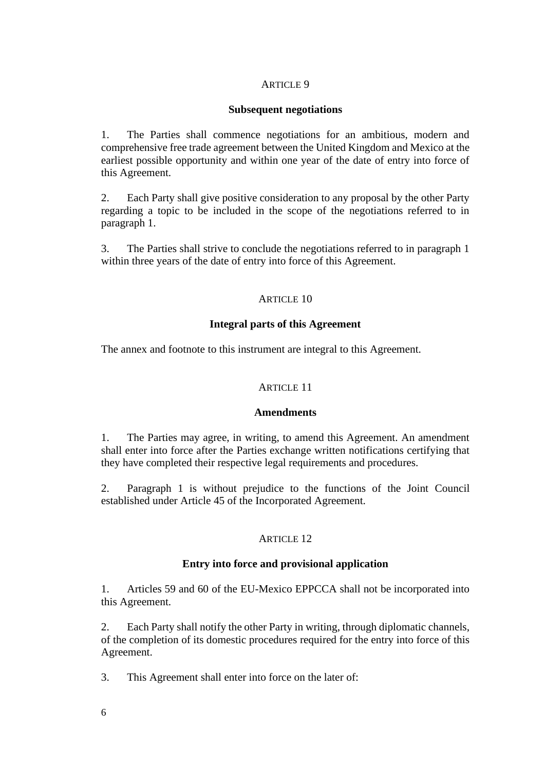ARTICLE 9

**Subsequent negotiations**

1. The Parties shall commence negotiations for an ambitious, modern and comprehensive free trade agreement between the United Kingdom and Mexico at the earliest possible opportunity and within one year of the date of entry into force of this Agreement.

2. Each Party shall give positive consideration to any proposal by the other Party regarding a topic to be included in the scope of the negotiations referred to in paragraph 1.

3. The Parties shall strive to conclude the negotiations referred to in paragraph 1 within three years of the date of entry into force of this Agreement.

ARTICLE 10

**Integral parts of this Agreement**

The annex and footnote to this instrument are integral to this Agreement.

ARTICLE 11

**Amendments**

1. The Parties may agree, in writing, to amend this Agreement. An amendment shall enter into force after the Parties exchange written notifications certifying that they have completed their respective legal requirements and procedures.

2. Paragraph 1 is without prejudice to the functions of the Joint Council established under Article 45 of the Incorporated Agreement.

ARTICLE 12

**Entry into force and provisional application**

1. Articles 59 and 60 of the EU-Mexico EPPCCA shall not be incorporated into this Agreement.

2. Each Party shall notify the other Party in writing, through diplomatic channels, of the completion of its domestic procedures required for the entry into force of this Agreement.

3. This Agreement shall enter into force on the later of: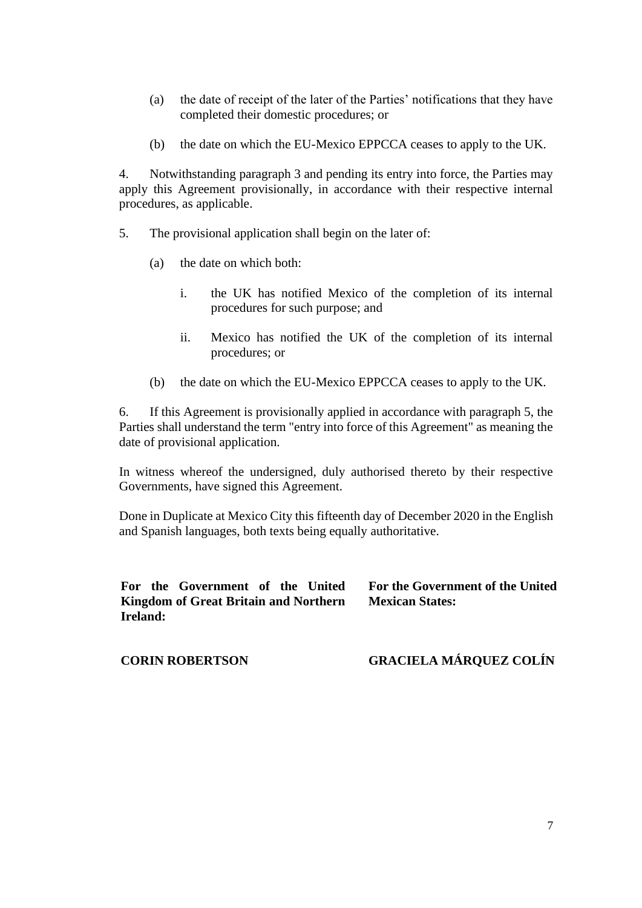(a) the date of receipt of the later of the Parties' notifications that they have completed their domestic procedures; or

(b) the date on which the EU-Mexico EPPCCA ceases to apply to the UK.

4. Notwithstanding paragraph 3 and pending its entry into force, the Parties may apply this Agreement provisionally, in accordance with their respective internal procedures, as applicable.

5. The provisional application shall begin on the later of:

(a) the date on which both:

i. the UK has notified Mexico of the completion of its internal procedures for such purpose; and

ii. Mexico has notified the UK of the completion of its internal procedures; or

(b) the date on which the EU-Mexico EPPCCA ceases to apply to the UK.

6. If this Agreement is provisionally applied in accordance with paragraph 5, the Parties shall understand the term "entry into force of this Agreement" as meaning the date of provisional application.

In witness whereof the undersigned, duly authorised thereto by their respective Governments, have signed this Agreement.

Done in Duplicate at Mexico City this fifteenth day of December 2020 in the English and Spanish languages, both texts being equally authoritative.

| **For the Government of the United Kingdom of Great Britain and Northern Ireland:** | **For the Government of the United Mexican States:** |
|---|---|
| **CORIN ROBERTSON** | **GRACIELA MÁRQUEZ COLÍN** |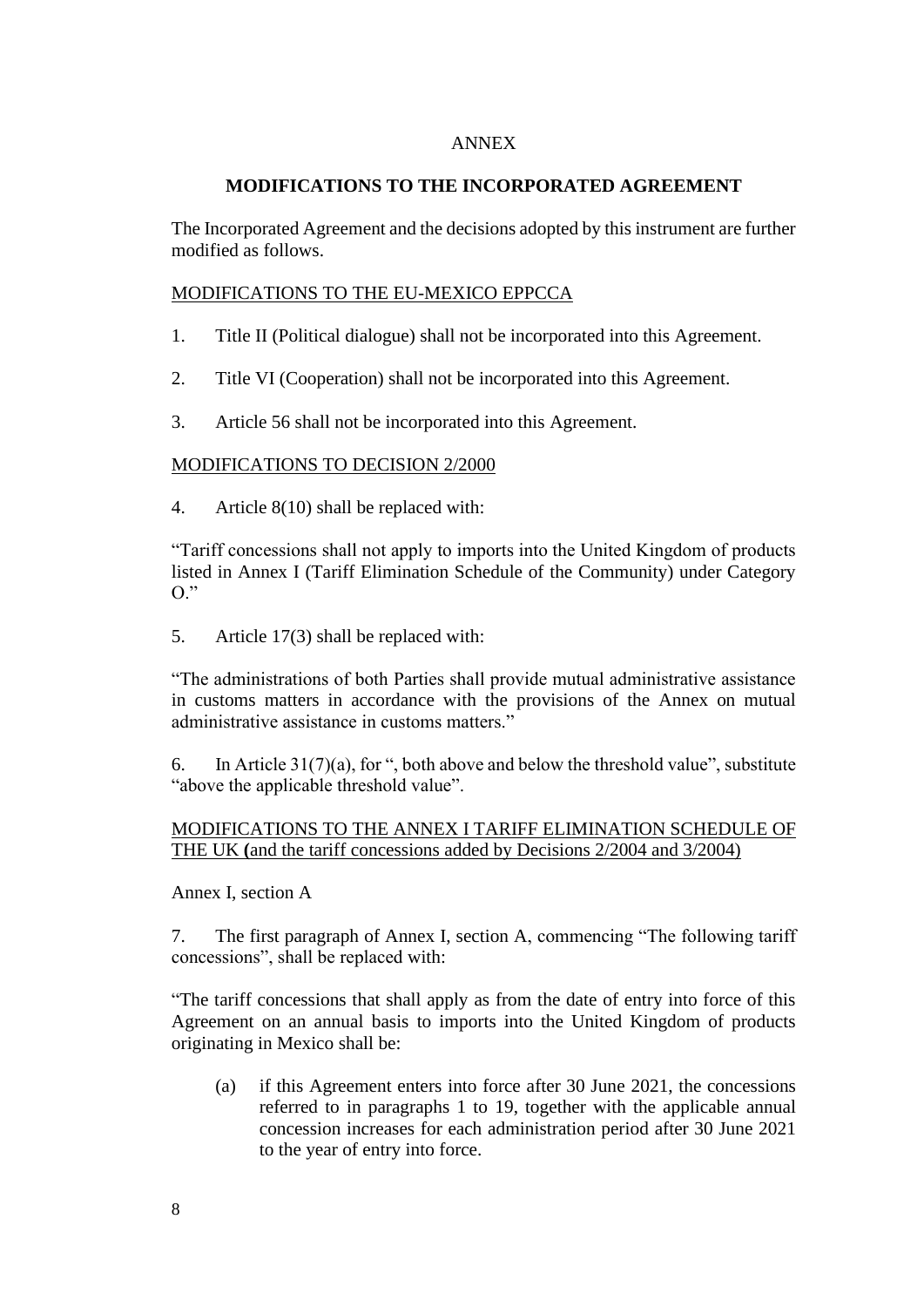# ANNEX

## MODIFICATIONS TO THE INCORPORATED AGREEMENT

The Incorporated Agreement and the decisions adopted by this instrument are further modified as follows.

MODIFICATIONS TO THE EU-MEXICO EPPCCA

1. Title II (Political dialogue) shall not be incorporated into this Agreement.

2. Title VI (Cooperation) shall not be incorporated into this Agreement.

3. Article 56 shall not be incorporated into this Agreement.

MODIFICATIONS TO DECISION 2/2000

4. Article 8(10) shall be replaced with:

"Tariff concessions shall not apply to imports into the United Kingdom of products listed in Annex I (Tariff Elimination Schedule of the Community) under Category O."

5. Article 17(3) shall be replaced with:

"The administrations of both Parties shall provide mutual administrative assistance in customs matters in accordance with the provisions of the Annex on mutual administrative assistance in customs matters."

6. In Article 31(7)(a), for ", both above and below the threshold value", substitute "above the applicable threshold value".

MODIFICATIONS TO THE ANNEX I TARIFF ELIMINATION SCHEDULE OF THE UK **(**and the tariff concessions added by Decisions 2/2004 and 3/2004)

Annex I, section A

7. The first paragraph of Annex I, section A, commencing "The following tariff concessions", shall be replaced with:

"The tariff concessions that shall apply as from the date of entry into force of this Agreement on an annual basis to imports into the United Kingdom of products originating in Mexico shall be:

(a) if this Agreement enters into force after 30 June 2021, the concessions referred to in paragraphs 1 to 19, together with the applicable annual concession increases for each administration period after 30 June 2021 to the year of entry into force.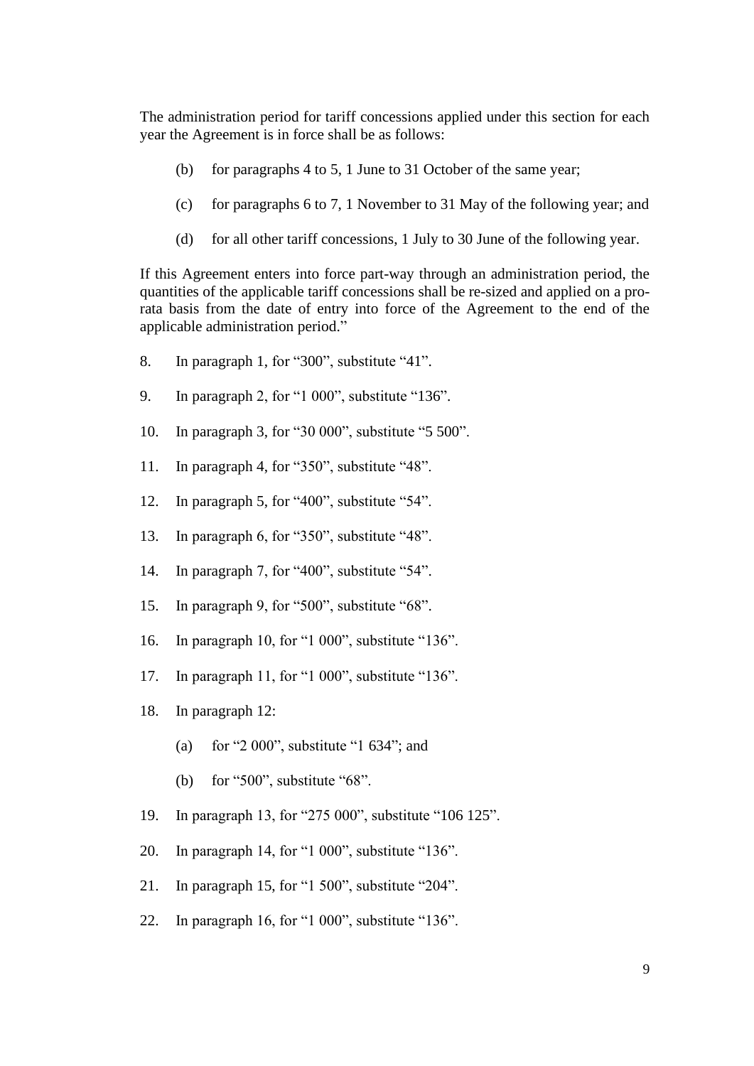The administration period for tariff concessions applied under this section for each year the Agreement is in force shall be as follows:

(b) for paragraphs 4 to 5, 1 June to 31 October of the same year;

(c) for paragraphs 6 to 7, 1 November to 31 May of the following year; and

(d) for all other tariff concessions, 1 July to 30 June of the following year.

If this Agreement enters into force part-way through an administration period, the quantities of the applicable tariff concessions shall be re-sized and applied on a pro-rata basis from the date of entry into force of the Agreement to the end of the applicable administration period."

8. In paragraph 1, for "300", substitute "41".

9. In paragraph 2, for "1 000", substitute "136".

10. In paragraph 3, for "30 000", substitute "5 500".

11. In paragraph 4, for "350", substitute "48".

12. In paragraph 5, for "400", substitute "54".

13. In paragraph 6, for "350", substitute "48".

14. In paragraph 7, for "400", substitute "54".

15. In paragraph 9, for "500", substitute "68".

16. In paragraph 10, for "1 000", substitute "136".

17. In paragraph 11, for "1 000", substitute "136".

18. In paragraph 12:

(a) for "2 000", substitute "1 634"; and

(b) for "500", substitute "68".

19. In paragraph 13, for "275 000", substitute "106 125".

20. In paragraph 14, for "1 000", substitute "136".

21. In paragraph 15, for "1 500", substitute "204".

22. In paragraph 16, for "1 000", substitute "136".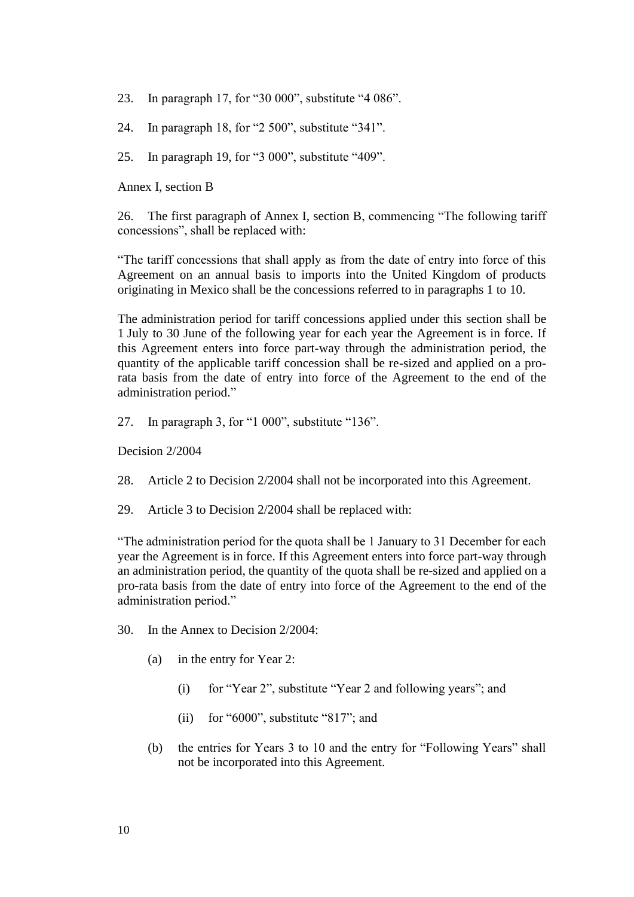23. In paragraph 17, for "30 000", substitute "4 086".

24. In paragraph 18, for "2 500", substitute "341".

25. In paragraph 19, for "3 000", substitute "409".

Annex I, section B

26. The first paragraph of Annex I, section B, commencing "The following tariff concessions", shall be replaced with:

"The tariff concessions that shall apply as from the date of entry into force of this Agreement on an annual basis to imports into the United Kingdom of products originating in Mexico shall be the concessions referred to in paragraphs 1 to 10.

The administration period for tariff concessions applied under this section shall be 1 July to 30 June of the following year for each year the Agreement is in force. If this Agreement enters into force part-way through the administration period, the quantity of the applicable tariff concession shall be re-sized and applied on a pro-rata basis from the date of entry into force of the Agreement to the end of the administration period."

27. In paragraph 3, for "1 000", substitute "136".

Decision 2/2004

28. Article 2 to Decision 2/2004 shall not be incorporated into this Agreement.

29. Article 3 to Decision 2/2004 shall be replaced with:

"The administration period for the quota shall be 1 January to 31 December for each year the Agreement is in force. If this Agreement enters into force part-way through an administration period, the quantity of the quota shall be re-sized and applied on a pro-rata basis from the date of entry into force of the Agreement to the end of the administration period."

30. In the Annex to Decision 2/2004:

   (a) in the entry for Year 2:

      (i) for "Year 2", substitute "Year 2 and following years"; and

      (ii) for "6000", substitute "817"; and

   (b) the entries for Years 3 to 10 and the entry for "Following Years" shall not be incorporated into this Agreement.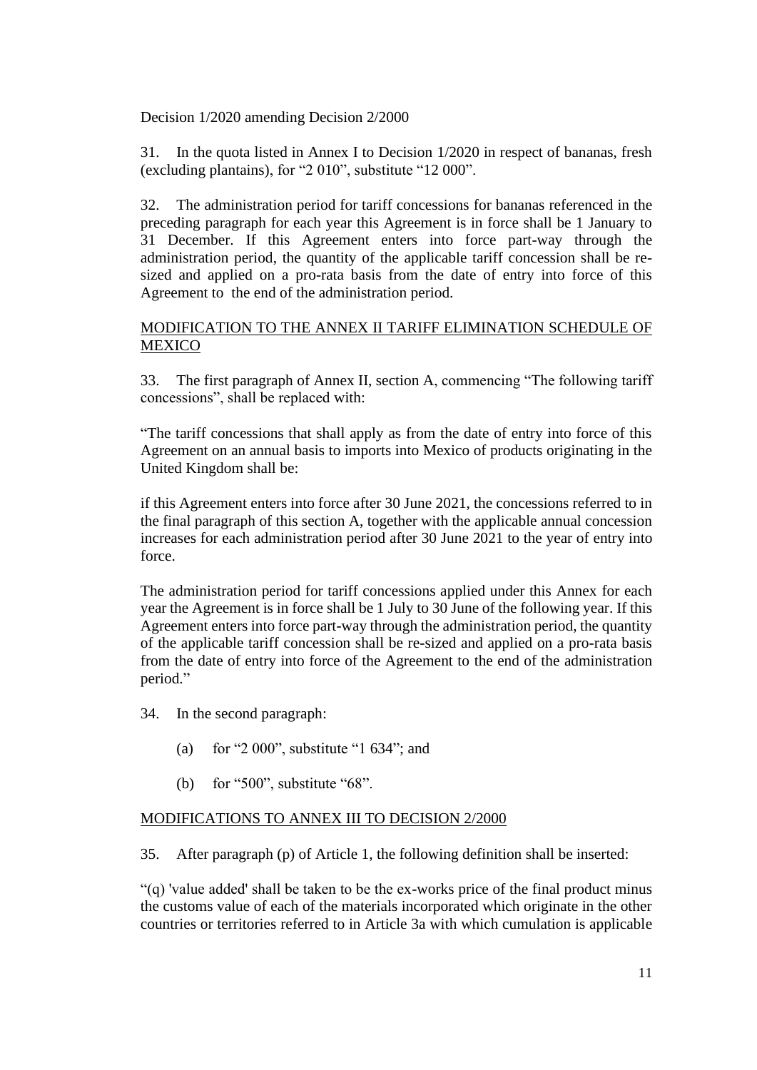Decision 1/2020 amending Decision 2/2000

31. In the quota listed in Annex I to Decision 1/2020 in respect of bananas, fresh (excluding plantains), for "2 010", substitute "12 000".

32. The administration period for tariff concessions for bananas referenced in the preceding paragraph for each year this Agreement is in force shall be 1 January to 31 December. If this Agreement enters into force part-way through the administration period, the quantity of the applicable tariff concession shall be re-sized and applied on a pro-rata basis from the date of entry into force of this Agreement to the end of the administration period.

<u>MODIFICATION TO THE ANNEX II TARIFF ELIMINATION SCHEDULE OF MEXICO</u>

33. The first paragraph of Annex II, section A, commencing "The following tariff concessions", shall be replaced with:

"The tariff concessions that shall apply as from the date of entry into force of this Agreement on an annual basis to imports into Mexico of products originating in the United Kingdom shall be:

if this Agreement enters into force after 30 June 2021, the concessions referred to in the final paragraph of this section A, together with the applicable annual concession increases for each administration period after 30 June 2021 to the year of entry into force.

The administration period for tariff concessions applied under this Annex for each year the Agreement is in force shall be 1 July to 30 June of the following year. If this Agreement enters into force part-way through the administration period, the quantity of the applicable tariff concession shall be re-sized and applied on a pro-rata basis from the date of entry into force of the Agreement to the end of the administration period."

34. In the second paragraph:

(a) for "2 000", substitute "1 634"; and

(b) for "500", substitute "68".

<u>MODIFICATIONS TO ANNEX III TO DECISION 2/2000</u>

35. After paragraph (p) of Article 1, the following definition shall be inserted:

"(q) 'value added' shall be taken to be the ex-works price of the final product minus the customs value of each of the materials incorporated which originate in the other countries or territories referred to in Article 3a with which cumulation is applicable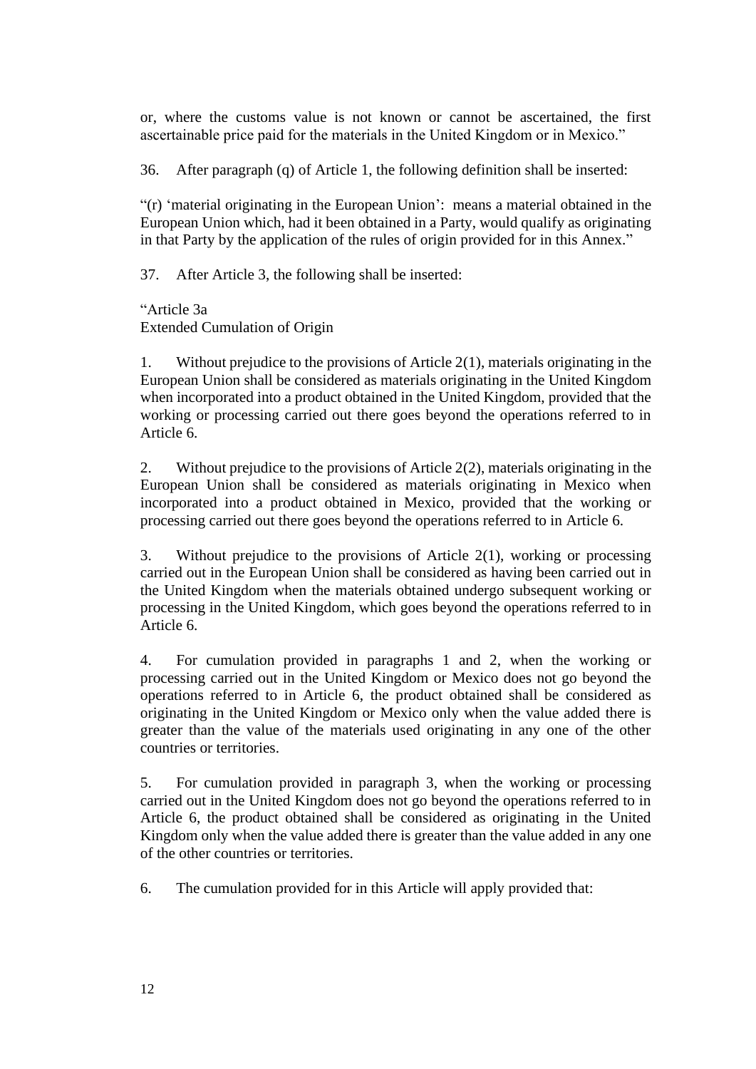or, where the customs value is not known or cannot be ascertained, the first ascertainable price paid for the materials in the United Kingdom or in Mexico."

36. After paragraph (q) of Article 1, the following definition shall be inserted:

"(r) 'material originating in the European Union': means a material obtained in the European Union which, had it been obtained in a Party, would qualify as originating in that Party by the application of the rules of origin provided for in this Annex."

37. After Article 3, the following shall be inserted:

"Article 3a
Extended Cumulation of Origin

1. Without prejudice to the provisions of Article 2(1), materials originating in the European Union shall be considered as materials originating in the United Kingdom when incorporated into a product obtained in the United Kingdom, provided that the working or processing carried out there goes beyond the operations referred to in Article 6.

2. Without prejudice to the provisions of Article 2(2), materials originating in the European Union shall be considered as materials originating in Mexico when incorporated into a product obtained in Mexico, provided that the working or processing carried out there goes beyond the operations referred to in Article 6.

3. Without prejudice to the provisions of Article 2(1), working or processing carried out in the European Union shall be considered as having been carried out in the United Kingdom when the materials obtained undergo subsequent working or processing in the United Kingdom, which goes beyond the operations referred to in Article 6.

4. For cumulation provided in paragraphs 1 and 2, when the working or processing carried out in the United Kingdom or Mexico does not go beyond the operations referred to in Article 6, the product obtained shall be considered as originating in the United Kingdom or Mexico only when the value added there is greater than the value of the materials used originating in any one of the other countries or territories.

5. For cumulation provided in paragraph 3, when the working or processing carried out in the United Kingdom does not go beyond the operations referred to in Article 6, the product obtained shall be considered as originating in the United Kingdom only when the value added there is greater than the value added in any one of the other countries or territories.

6. The cumulation provided for in this Article will apply provided that: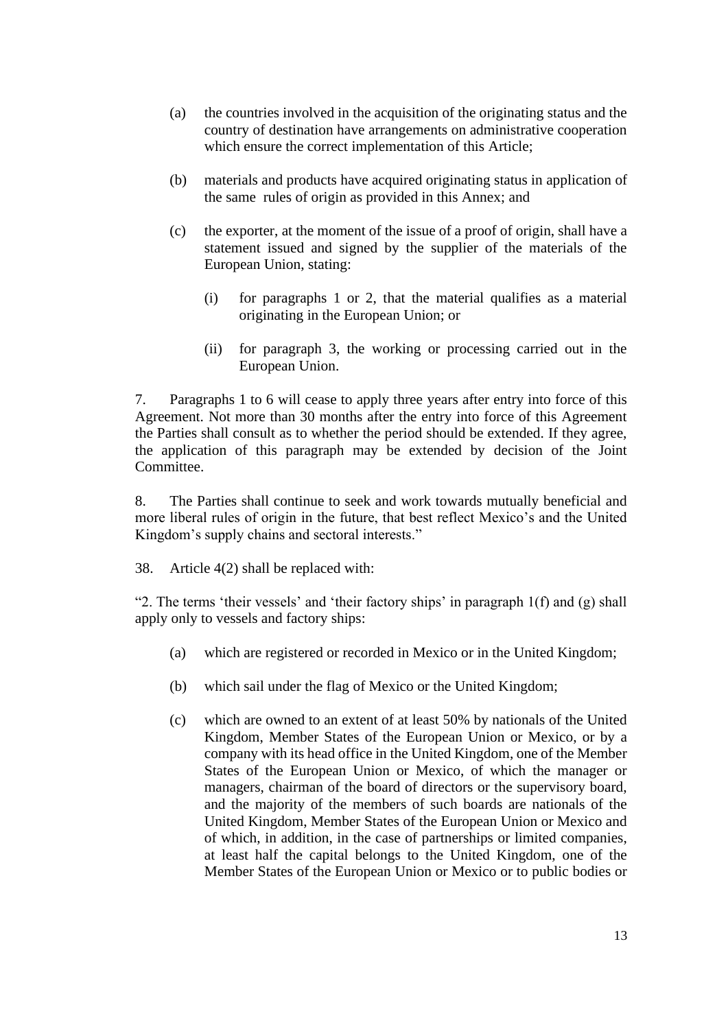(a) the countries involved in the acquisition of the originating status and the country of destination have arrangements on administrative cooperation which ensure the correct implementation of this Article;

(b) materials and products have acquired originating status in application of the same rules of origin as provided in this Annex; and

(c) the exporter, at the moment of the issue of a proof of origin, shall have a statement issued and signed by the supplier of the materials of the European Union, stating:

   (i) for paragraphs 1 or 2, that the material qualifies as a material originating in the European Union; or

   (ii) for paragraph 3, the working or processing carried out in the European Union.

7. Paragraphs 1 to 6 will cease to apply three years after entry into force of this Agreement. Not more than 30 months after the entry into force of this Agreement the Parties shall consult as to whether the period should be extended. If they agree, the application of this paragraph may be extended by decision of the Joint Committee.

8. The Parties shall continue to seek and work towards mutually beneficial and more liberal rules of origin in the future, that best reflect Mexico's and the United Kingdom's supply chains and sectoral interests."

38. Article 4(2) shall be replaced with:

"2. The terms 'their vessels' and 'their factory ships' in paragraph 1(f) and (g) shall apply only to vessels and factory ships:

(a) which are registered or recorded in Mexico or in the United Kingdom;

(b) which sail under the flag of Mexico or the United Kingdom;

(c) which are owned to an extent of at least 50% by nationals of the United Kingdom, Member States of the European Union or Mexico, or by a company with its head office in the United Kingdom, one of the Member States of the European Union or Mexico, of which the manager or managers, chairman of the board of directors or the supervisory board, and the majority of the members of such boards are nationals of the United Kingdom, Member States of the European Union or Mexico and of which, in addition, in the case of partnerships or limited companies, at least half the capital belongs to the United Kingdom, one of the Member States of the European Union or Mexico or to public bodies or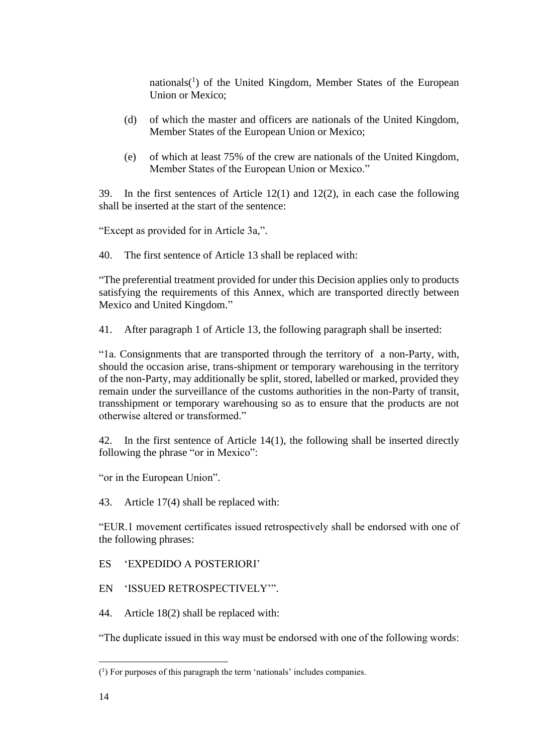nationals[1] of the United Kingdom, Member States of the European Union or Mexico;

(d) of which the master and officers are nationals of the United Kingdom, Member States of the European Union or Mexico;

(e) of which at least 75% of the crew are nationals of the United Kingdom, Member States of the European Union or Mexico."

39. In the first sentences of Article 12(1) and 12(2), in each case the following shall be inserted at the start of the sentence:

"Except as provided for in Article 3a,".

40. The first sentence of Article 13 shall be replaced with:

"The preferential treatment provided for under this Decision applies only to products satisfying the requirements of this Annex, which are transported directly between Mexico and United Kingdom."

41. After paragraph 1 of Article 13, the following paragraph shall be inserted:

"1a. Consignments that are transported through the territory of a non-Party, with, should the occasion arise, trans-shipment or temporary warehousing in the territory of the non-Party, may additionally be split, stored, labelled or marked, provided they remain under the surveillance of the customs authorities in the non-Party of transit, transshipment or temporary warehousing so as to ensure that the products are not otherwise altered or transformed."

42. In the first sentence of Article 14(1), the following shall be inserted directly following the phrase "or in Mexico":

"or in the European Union".

43. Article 17(4) shall be replaced with:

"EUR.1 movement certificates issued retrospectively shall be endorsed with one of the following phrases:

ES 'EXPEDIDO A POSTERIORI'

EN 'ISSUED RETROSPECTIVELY'".

44. Article 18(2) shall be replaced with:

"The duplicate issued in this way must be endorsed with one of the following words:

---

[1] For purposes of this paragraph the term 'nationals' includes companies.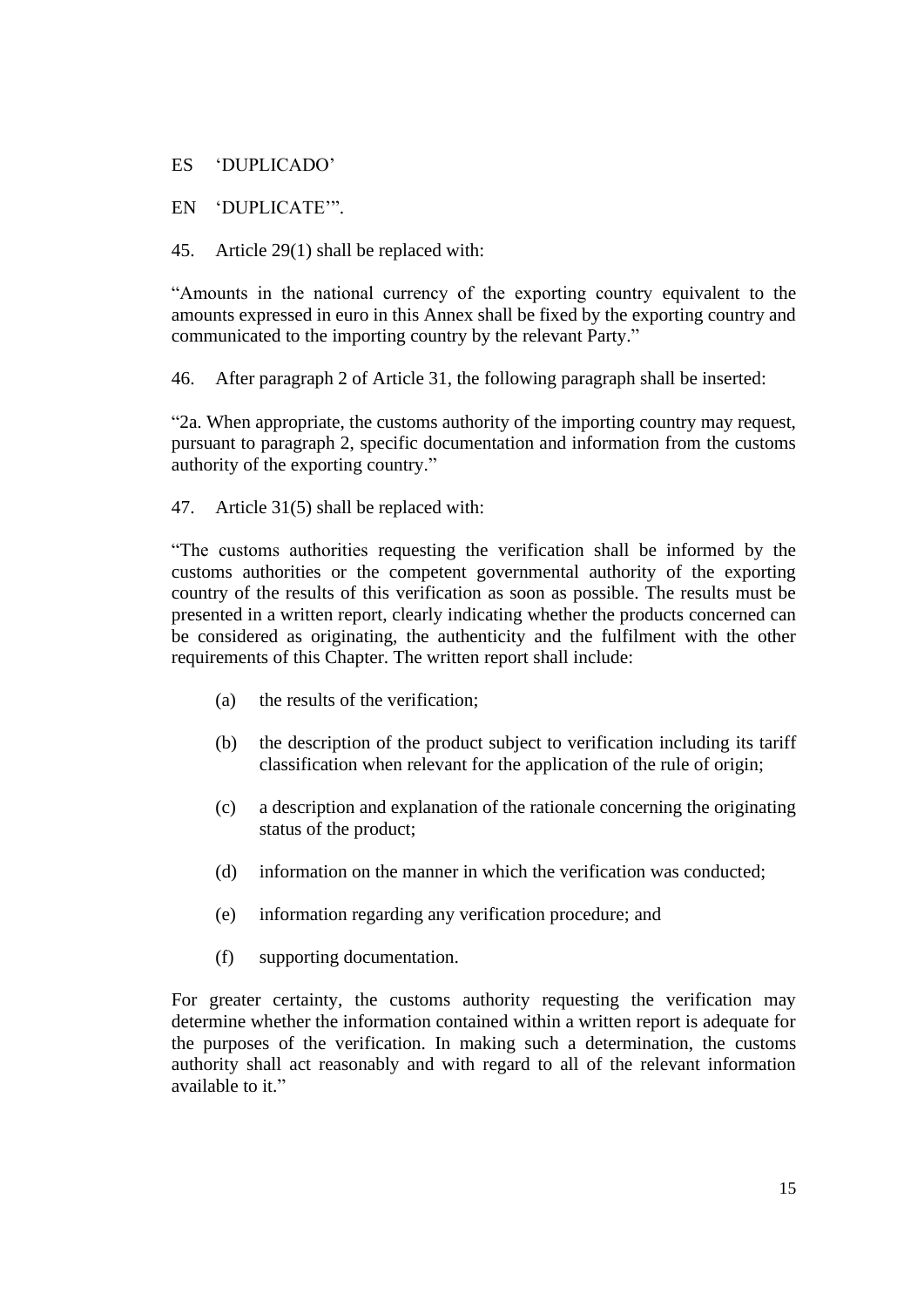ES 'DUPLICADO'

EN 'DUPLICATE'".

45. Article 29(1) shall be replaced with:

"Amounts in the national currency of the exporting country equivalent to the amounts expressed in euro in this Annex shall be fixed by the exporting country and communicated to the importing country by the relevant Party."

46. After paragraph 2 of Article 31, the following paragraph shall be inserted:

"2a. When appropriate, the customs authority of the importing country may request, pursuant to paragraph 2, specific documentation and information from the customs authority of the exporting country."

47. Article 31(5) shall be replaced with:

"The customs authorities requesting the verification shall be informed by the customs authorities or the competent governmental authority of the exporting country of the results of this verification as soon as possible. The results must be presented in a written report, clearly indicating whether the products concerned can be considered as originating, the authenticity and the fulfilment with the other requirements of this Chapter. The written report shall include:

(a) the results of the verification;

(b) the description of the product subject to verification including its tariff classification when relevant for the application of the rule of origin;

(c) a description and explanation of the rationale concerning the originating status of the product;

(d) information on the manner in which the verification was conducted;

(e) information regarding any verification procedure; and

(f) supporting documentation.

For greater certainty, the customs authority requesting the verification may determine whether the information contained within a written report is adequate for the purposes of the verification. In making such a determination, the customs authority shall act reasonably and with regard to all of the relevant information available to it."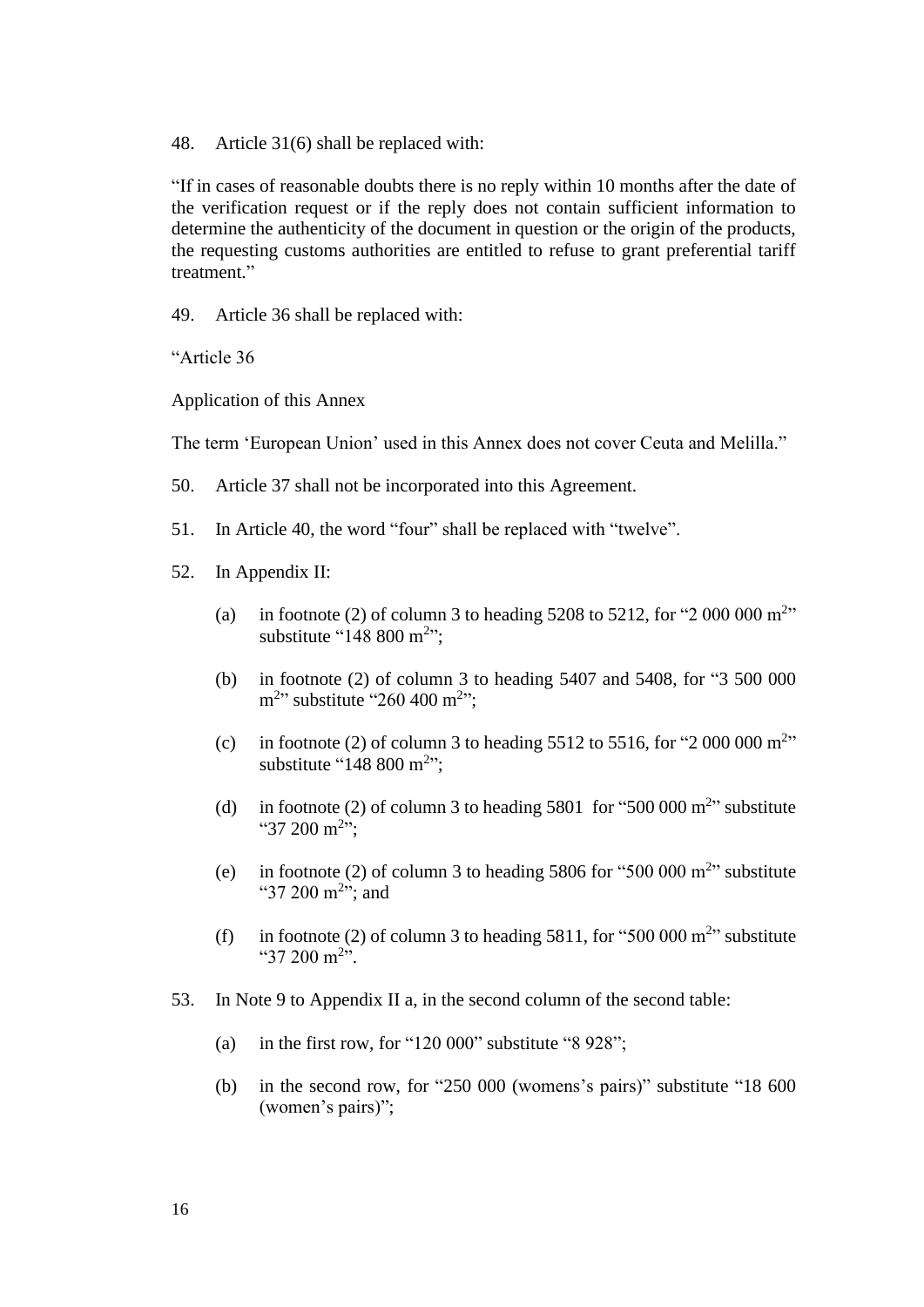48. Article 31(6) shall be replaced with:

"If in cases of reasonable doubts there is no reply within 10 months after the date of the verification request or if the reply does not contain sufficient information to determine the authenticity of the document in question or the origin of the products, the requesting customs authorities are entitled to refuse to grant preferential tariff treatment."

49. Article 36 shall be replaced with:

"Article 36

Application of this Annex

The term 'European Union' used in this Annex does not cover Ceuta and Melilla."

50. Article 37 shall not be incorporated into this Agreement.

51. In Article 40, the word "four" shall be replaced with "twelve".

52. In Appendix II:

(a) in footnote (2) of column 3 to heading 5208 to 5212, for "2 000 000 $m^2$" substitute "148 800 $m^2$";

(b) in footnote (2) of column 3 to heading 5407 and 5408, for "3 500 000 $m^2$" substitute "260 400 $m^2$";

(c) in footnote (2) of column 3 to heading 5512 to 5516, for "2 000 000 $m^2$" substitute "148 800 $m^2$";

(d) in footnote (2) of column 3 to heading 5801 for "500 000 $m^2$" substitute "37 200 $m^2$";

(e) in footnote (2) of column 3 to heading 5806 for "500 000 $m^2$" substitute "37 200 $m^2$"; and

(f) in footnote (2) of column 3 to heading 5811, for "500 000 $m^2$" substitute "37 200 $m^2$".

53. In Note 9 to Appendix II a, in the second column of the second table:

(a) in the first row, for "120 000" substitute "8 928";

(b) in the second row, for "250 000 (womens's pairs)" substitute "18 600 (women's pairs)";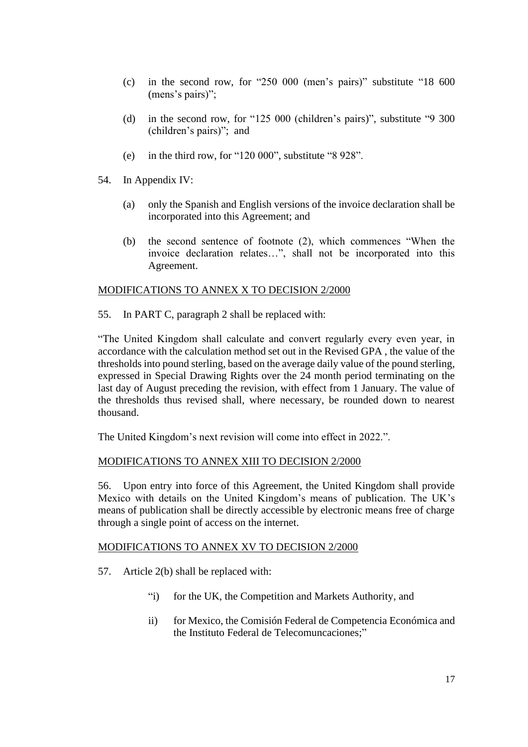(c) in the second row, for "250 000 (men's pairs)" substitute "18 600 (mens's pairs)";

(d) in the second row, for "125 000 (children's pairs)", substitute "9 300 (children's pairs)"; and

(e) in the third row, for "120 000", substitute "8 928".

54. In Appendix IV:

(a) only the Spanish and English versions of the invoice declaration shall be incorporated into this Agreement; and

(b) the second sentence of footnote (2), which commences "When the invoice declaration relates…", shall not be incorporated into this Agreement.

<u>MODIFICATIONS TO ANNEX X TO DECISION 2/2000</u>

55. In PART C, paragraph 2 shall be replaced with:

"The United Kingdom shall calculate and convert regularly every even year, in accordance with the calculation method set out in the Revised GPA , the value of the thresholds into pound sterling, based on the average daily value of the pound sterling, expressed in Special Drawing Rights over the 24 month period terminating on the last day of August preceding the revision, with effect from 1 January. The value of the thresholds thus revised shall, where necessary, be rounded down to nearest thousand.

The United Kingdom's next revision will come into effect in 2022.".

<u>MODIFICATIONS TO ANNEX XIII TO DECISION 2/2000</u>

56. Upon entry into force of this Agreement, the United Kingdom shall provide Mexico with details on the United Kingdom's means of publication. The UK's means of publication shall be directly accessible by electronic means free of charge through a single point of access on the internet.

<u>MODIFICATIONS TO ANNEX XV TO DECISION 2/2000</u>

57. Article 2(b) shall be replaced with:

"i) for the UK, the Competition and Markets Authority, and

ii) for Mexico, the Comisión Federal de Competencia Económica and the Instituto Federal de Telecomuncaciones;"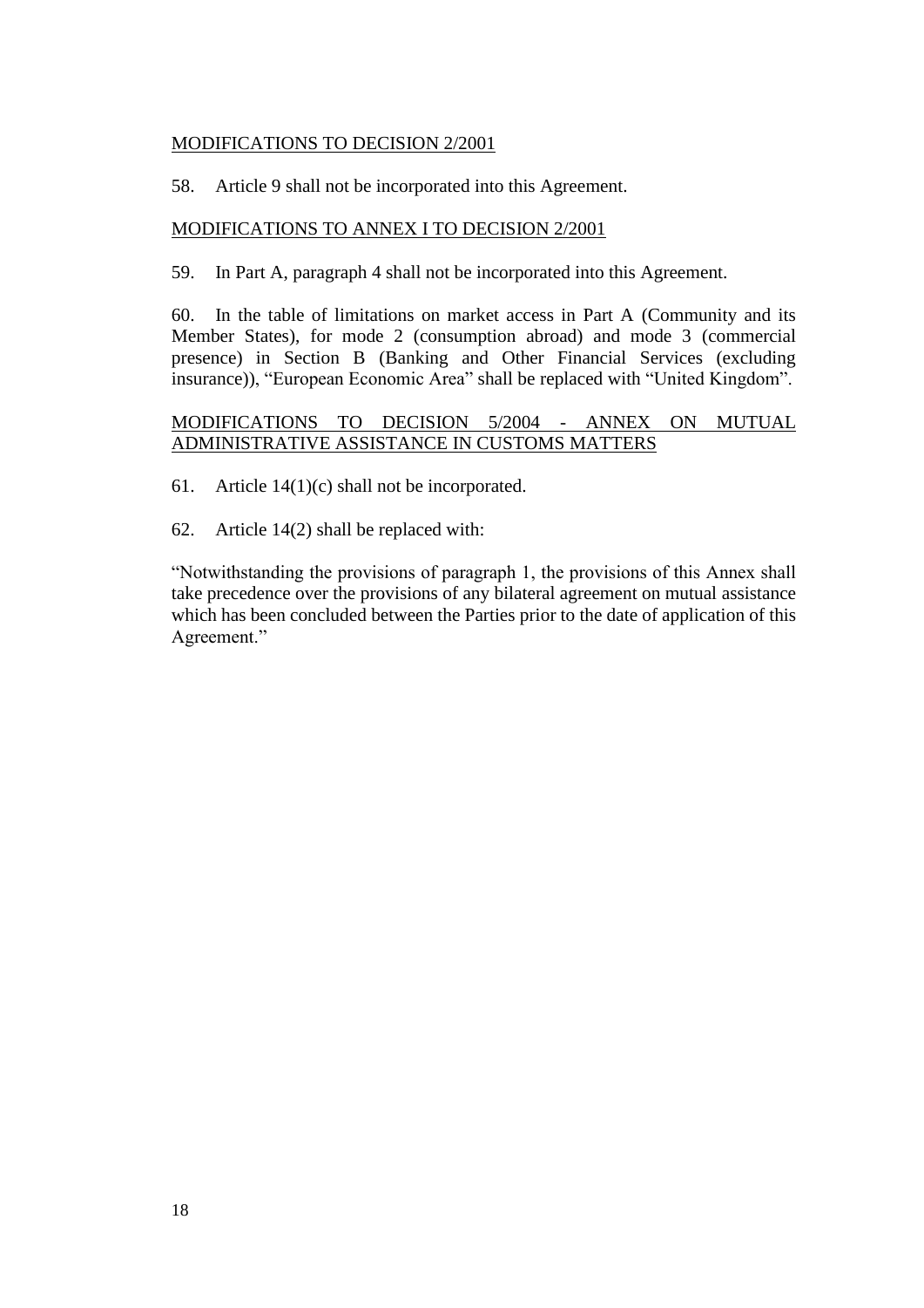<u>MODIFICATIONS TO DECISION 2/2001</u>

58. Article 9 shall not be incorporated into this Agreement.

<u>MODIFICATIONS TO ANNEX I TO DECISION 2/2001</u>

59. In Part A, paragraph 4 shall not be incorporated into this Agreement.

60. In the table of limitations on market access in Part A (Community and its Member States), for mode 2 (consumption abroad) and mode 3 (commercial presence) in Section B (Banking and Other Financial Services (excluding insurance)), "European Economic Area" shall be replaced with "United Kingdom".

<u>MODIFICATIONS TO DECISION 5/2004 - ANNEX ON MUTUAL ADMINISTRATIVE ASSISTANCE IN CUSTOMS MATTERS</u>

61. Article 14(1)(c) shall not be incorporated.

62. Article 14(2) shall be replaced with:

"Notwithstanding the provisions of paragraph 1, the provisions of this Annex shall take precedence over the provisions of any bilateral agreement on mutual assistance which has been concluded between the Parties prior to the date of application of this Agreement."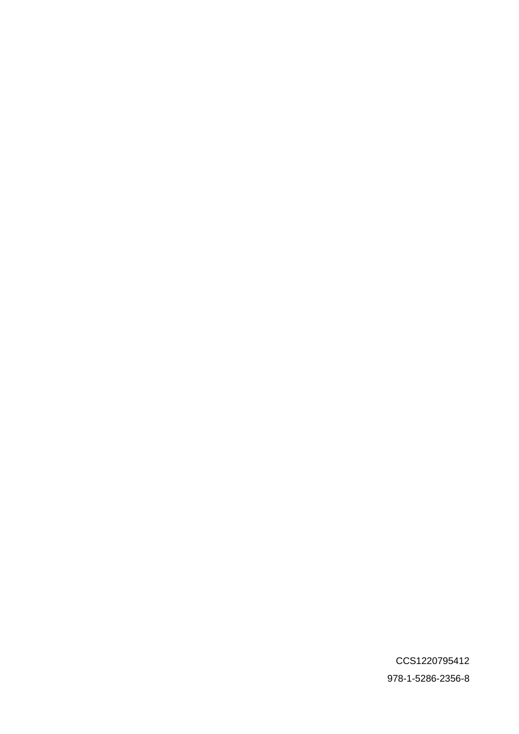CCS1220795412

978-1-5286-2356-8